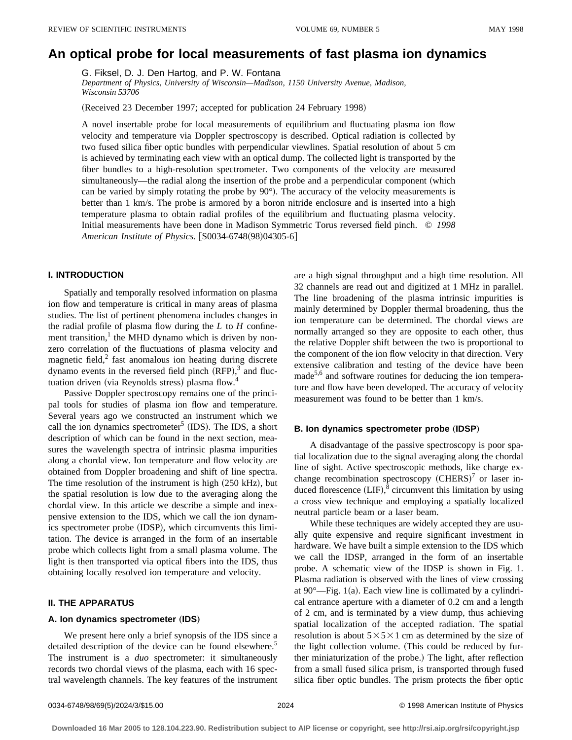# An optical probe for local measurements of fast plasma ion dynamics

G. Fiksel, D. J. Den Hartog, and P. W. Fontana

*Department of Physics, University of Wisconsin—Madison, 1150 University Avenue, Madison, Wisconsin 53706*

(Received 23 December 1997; accepted for publication 24 February 1998)

A novel insertable probe for local measurements of equilibrium and fluctuating plasma ion flow velocity and temperature via Doppler spectroscopy is described. Optical radiation is collected by two fused silica fiber optic bundles with perpendicular viewlines. Spatial resolution of about 5 cm is achieved by terminating each view with an optical dump. The collected light is transported by the fiber bundles to a high-resolution spectrometer. Two components of the velocity are measured simultaneously—the radial along the insertion of the probe and a perpendicular component (which can be varied by simply rotating the probe by 90°). The accuracy of the velocity measurements is better than 1 km/s. The probe is armored by a boron nitride enclosure and is inserted into a high temperature plasma to obtain radial profiles of the equilibrium and fluctuating plasma velocity. Initial measurements have been done in Madison Symmetric Torus reversed field pinch. © *1998 American Institute of Physics.* [S0034-6748(98)04305-6]

## I. INTRODUCTION

Spatially and temporally resolved information on plasma ion flow and temperature is critical in many areas of plasma studies. The list of pertinent phenomena includes changes in the radial profile of plasma flow during the *L* to *H* confinement transition,[1] the MHD dynamo which is driven by nonzero correlation of the fluctuations of plasma velocity and magnetic field,[2] fast anomalous ion heating during discrete dynamo events in the reversed field pinch (RFP),[3] and fluctuation driven (via Reynolds stress) plasma flow.[4]

Passive Doppler spectroscopy remains one of the principal tools for studies of plasma ion flow and temperature. Several years ago we constructed an instrument which we call the ion dynamics spectrometer[5] (IDS). The IDS, a short description of which can be found in the next section, measures the wavelength spectra of intrinsic plasma impurities along a chordal view. Ion temperature and flow velocity are obtained from Doppler broadening and shift of line spectra. The time resolution of the instrument is high (250 kHz), but the spatial resolution is low due to the averaging along the chordal view. In this article we describe a simple and inexpensive extension to the IDS, which we call the ion dynamics spectrometer probe (IDSP), which circumvents this limitation. The device is arranged in the form of an insertable probe which collects light from a small plasma volume. The light is then transported via optical fibers into the IDS, thus obtaining locally resolved ion temperature and velocity.

## II. THE APPARATUS

### A. Ion dynamics spectrometer (IDS)

We present here only a brief synopsis of the IDS since a detailed description of the device can be found elsewhere.[5] The instrument is a *duo* spectrometer: it simultaneously records two chordal views of the plasma, each with 16 spectral wavelength channels. The key features of the instrument are a high signal throughput and a high time resolution. All 32 channels are read out and digitized at 1 MHz in parallel. The line broadening of the plasma intrinsic impurities is mainly determined by Doppler thermal broadening, thus the ion temperature can be determined. The chordal views are normally arranged so they are opposite to each other, thus the relative Doppler shift between the two is proportional to the component of the ion flow velocity in that direction. Very extensive calibration and testing of the device have been made[5,6] and software routines for deducing the ion temperature and flow have been developed. The accuracy of velocity measurement was found to be better than 1 km/s.

### B. Ion dynamics spectrometer probe (IDSP)

A disadvantage of the passive spectroscopy is poor spatial localization due to the signal averaging along the chordal line of sight. Active spectroscopic methods, like charge exchange recombination spectroscopy (CHERS)[7] or laser induced florescence (LIF),[8] circumvent this limitation by using a cross view technique and employing a spatially localized neutral particle beam or a laser beam.

While these techniques are widely accepted they are usually quite expensive and require significant investment in hardware. We have built a simple extension to the IDS which we call the IDSP, arranged in the form of an insertable probe. A schematic view of the IDSP is shown in Fig. 1. Plasma radiation is observed with the lines of view crossing at 90°—Fig. 1(a). Each view line is collimated by a cylindrical entrance aperture with a diameter of 0.2 cm and a length of 2 cm, and is terminated by a view dump, thus achieving spatial localization of the accepted radiation. The spatial resolution is about 5×5×1 cm as determined by the size of the light collection volume. (This could be reduced by further miniaturization of the probe.) The light, after reflection from a small fused silica prism, is transported through fused silica fiber optic bundles. The prism protects the fiber optic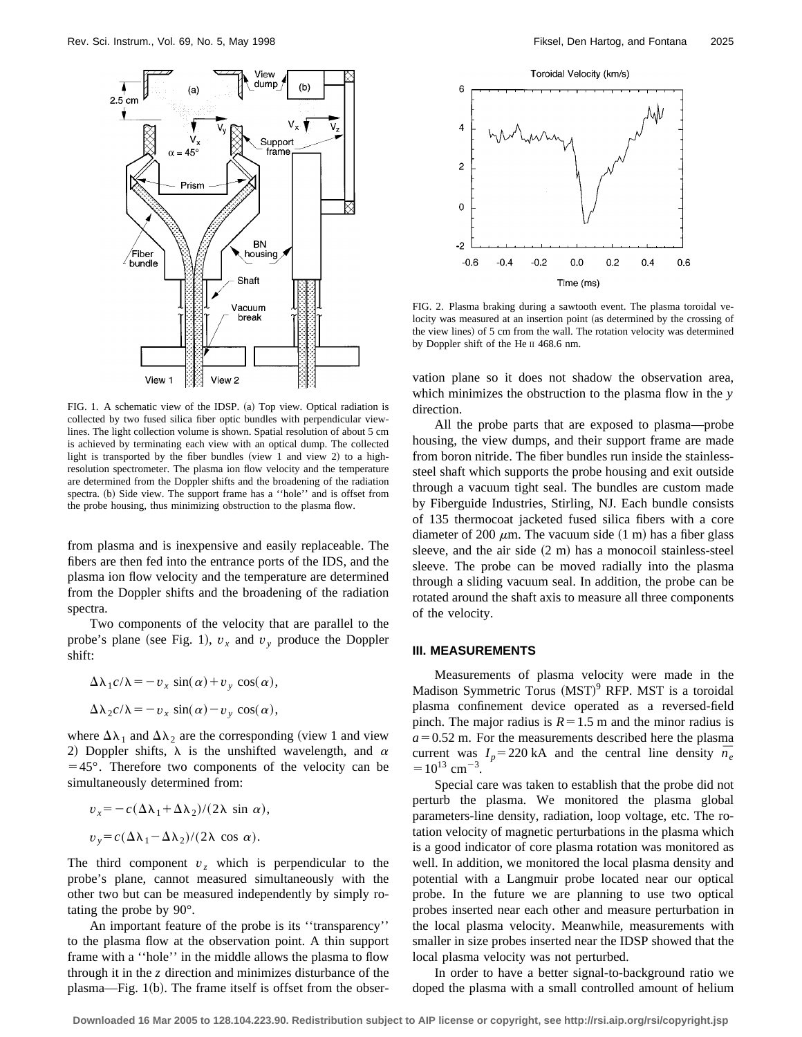FIG. 1. A schematic view of the IDSP. (a) Top view. Optical radiation is collected by two fused silica fiber optic bundles with perpendicular viewlines. The light collection volume is shown. Spatial resolution of about 5 cm is achieved by terminating each view with an optical dump. The collected light is transported by the fiber bundles (view 1 and view 2) to a high-resolution spectrometer. The plasma ion flow velocity and the temperature are determined from the Doppler shifts and the broadening of the radiation spectra. (b) Side view. The support frame has a ''hole'' and is offset from the probe housing, thus minimizing obstruction to the plasma flow.

from plasma and is inexpensive and easily replaceable. The fibers are then fed into the entrance ports of the IDS, and the plasma ion flow velocity and the temperature are determined from the Doppler shifts and the broadening of the radiation spectra.

Two components of the velocity that are parallel to the probe's plane (see Fig. 1), $v_x$ and $v_y$ produce the Doppler shift:

$$\Delta\lambda_1 c/\lambda = -v_x \sin(\alpha) + v_y \cos(\alpha),$$

$$\Delta\lambda_2 c/\lambda = -v_x \sin(\alpha) - v_y \cos(\alpha),$$

where $\Delta\lambda_1$ and $\Delta\lambda_2$ are the corresponding (view 1 and view 2) Doppler shifts, $\lambda$ is the unshifted wavelength, and $\alpha = 45°$. Therefore two components of the velocity can be simultaneously determined from:

$$v_x = -c(\Delta\lambda_1 + \Delta\lambda_2)/(2\lambda \sin \alpha),$$

$$v_y = c(\Delta\lambda_1 - \Delta\lambda_2)/(2\lambda \cos \alpha).$$

The third component $v_z$ which is perpendicular to the probe's plane, cannot measured simultaneously with the other two but can be measured independently by simply rotating the probe by 90°.

An important feature of the probe is its ''transparency'' to the plasma flow at the observation point. A thin support frame with a ''hole'' in the middle allows the plasma to flow through it in the $z$ direction and minimizes disturbance of the plasma—Fig. 1(b). The frame itself is offset from the observation plane so it does not shadow the observation area, which minimizes the obstruction to the plasma flow in the $y$ direction.

FIG. 2. Plasma braking during a sawtooth event. The plasma toroidal velocity was measured at an insertion point (as determined by the crossing of the view lines) of 5 cm from the wall. The rotation velocity was determined by Doppler shift of the He II 468.6 nm.

All the probe parts that are exposed to plasma—probe housing, the view dumps, and their support frame are made from boron nitride. The fiber bundles run inside the stainless-steel shaft which supports the probe housing and exit outside through a vacuum tight seal. The bundles are custom made by Fiberguide Industries, Stirling, NJ. Each bundle consists of 135 thermocoat jacketed fused silica fibers with a core diameter of 200 $\mu$m. The vacuum side (1 m) has a fiber glass sleeve, and the air side (2 m) has a monocoil stainless-steel sleeve. The probe can be moved radially into the plasma through a sliding vacuum seal. In addition, the probe can be rotated around the shaft axis to measure all three components of the velocity.

### III. MEASUREMENTS

Measurements of plasma velocity were made in the Madison Symmetric Torus (MST)[9] RFP. MST is a toroidal plasma confinement device operated as a reversed-field pinch. The major radius is $R = 1.5$ m and the minor radius is $a = 0.52$ m. For the measurements described here the plasma current was $I_p = 220$ kA and the central line density $\overline{n_e} = 10^{13}$ cm$^{-3}$.

Special care was taken to establish that the probe did not perturb the plasma. We monitored the plasma global parameters-line density, radiation, loop voltage, etc. The rotation velocity of magnetic perturbations in the plasma which is a good indicator of core plasma rotation was monitored as well. In addition, we monitored the local plasma density and potential with a Langmuir probe located near our optical probe. In the future we are planning to use two optical probes inserted near each other and measure perturbation in the local plasma velocity. Meanwhile, measurements with smaller in size probes inserted near the IDSP showed that the local plasma velocity was not perturbed.

In order to have a better signal-to-background ratio we doped the plasma with a small controlled amount of helium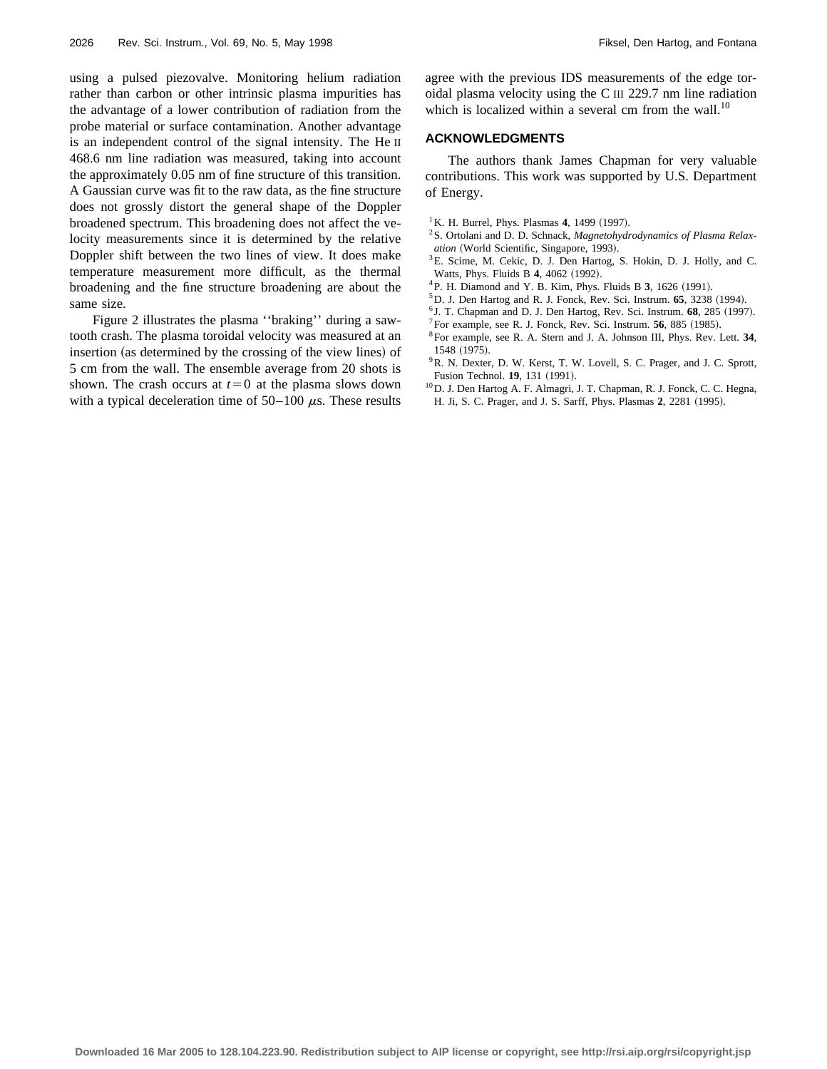using a pulsed piezovalve. Monitoring helium radiation rather than carbon or other intrinsic plasma impurities has the advantage of a lower contribution of radiation from the probe material or surface contamination. Another advantage is an independent control of the signal intensity. The He II 468.6 nm line radiation was measured, taking into account the approximately 0.05 nm of fine structure of this transition. A Gaussian curve was fit to the raw data, as the fine structure does not grossly distort the general shape of the Doppler broadened spectrum. This broadening does not affect the velocity measurements since it is determined by the relative Doppler shift between the two lines of view. It does make temperature measurement more difficult, as the thermal broadening and the fine structure broadening are about the same size.

Figure 2 illustrates the plasma ''braking'' during a sawtooth crash. The plasma toroidal velocity was measured at an insertion (as determined by the crossing of the view lines) of 5 cm from the wall. The ensemble average from 20 shots is shown. The crash occurs at $t=0$ at the plasma slows down with a typical deceleration time of 50–100 $\mu$s. These results agree with the previous IDS measurements of the edge toroidal plasma velocity using the C III 229.7 nm line radiation which is localized within a several cm from the wall.[10]

## ACKNOWLEDGMENTS

The authors thank James Chapman for very valuable contributions. This work was supported by U.S. Department of Energy.

[1] K. H. Burrel, Phys. Plasmas **4**, 1499 (1997).
[2] S. Ortolani and D. D. Schnack, *Magnetohydrodynamics of Plasma Relaxation* (World Scientific, Singapore, 1993).
[3] E. Scime, M. Cekic, D. J. Den Hartog, S. Hokin, D. J. Holly, and C. Watts, Phys. Fluids B **4**, 4062 (1992).
[4] P. H. Diamond and Y. B. Kim, Phys. Fluids B **3**, 1626 (1991).
[5] D. J. Den Hartog and R. J. Fonck, Rev. Sci. Instrum. **65**, 3238 (1994).
[6] J. T. Chapman and D. J. Den Hartog, Rev. Sci. Instrum. **68**, 285 (1997).
[7] For example, see R. J. Fonck, Rev. Sci. Instrum. **56**, 885 (1985).
[8] For example, see R. A. Stern and J. A. Johnson III, Phys. Rev. Lett. **34**, 1548 (1975).
[9] R. N. Dexter, D. W. Kerst, T. W. Lovell, S. C. Prager, and J. C. Sprott, Fusion Technol. **19**, 131 (1991).
[10] D. J. Den Hartog A. F. Almagri, J. T. Chapman, R. J. Fonck, C. C. Hegna, H. Ji, S. C. Prager, and J. S. Sarff, Phys. Plasmas **2**, 2281 (1995).